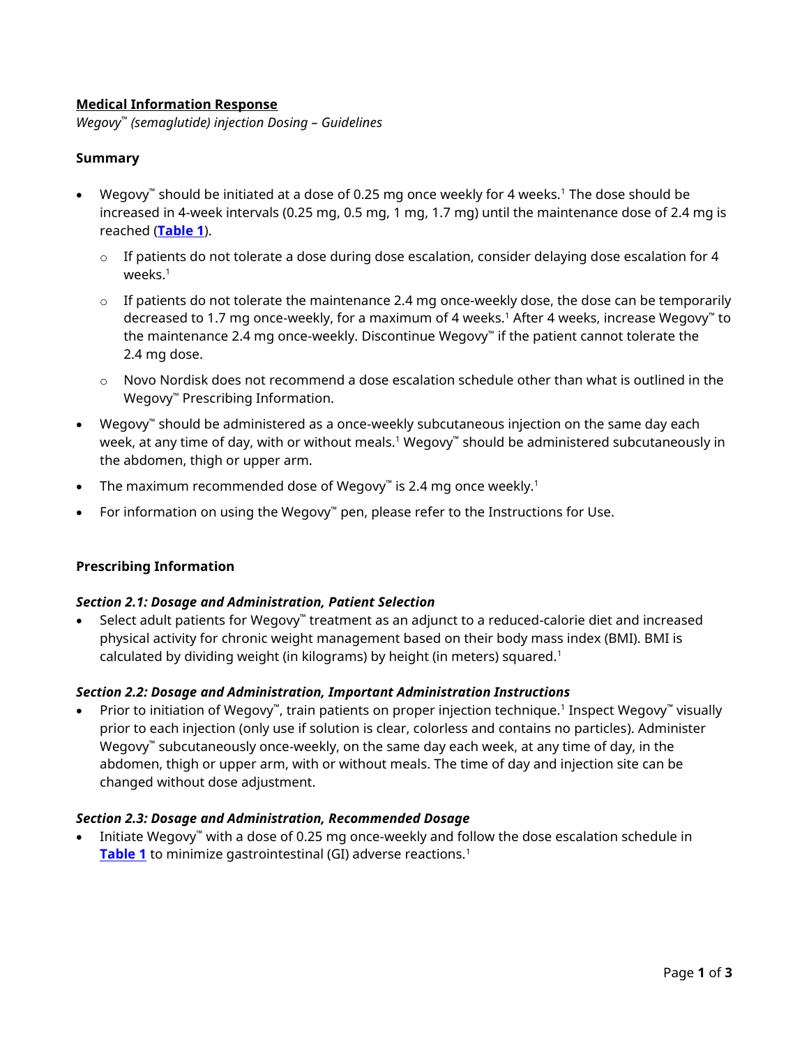**Medical Information Response**

*Wegovy™ (semaglutide) injection Dosing – Guidelines*

**Summary**

- Wegovy™ should be initiated at a dose of 0.25 mg once weekly for 4 weeks.[1] The dose should be increased in 4-week intervals (0.25 mg, 0.5 mg, 1 mg, 1.7 mg) until the maintenance dose of 2.4 mg is reached (**Table 1**).
  - If patients do not tolerate a dose during dose escalation, consider delaying dose escalation for 4 weeks.[1]
  - If patients do not tolerate the maintenance 2.4 mg once-weekly dose, the dose can be temporarily decreased to 1.7 mg once-weekly, for a maximum of 4 weeks.[1] After 4 weeks, increase Wegovy™ to the maintenance 2.4 mg once-weekly. Discontinue Wegovy™ if the patient cannot tolerate the 2.4 mg dose.
  - Novo Nordisk does not recommend a dose escalation schedule other than what is outlined in the Wegovy™ Prescribing Information.
- Wegovy™ should be administered as a once-weekly subcutaneous injection on the same day each week, at any time of day, with or without meals.[1] Wegovy™ should be administered subcutaneously in the abdomen, thigh or upper arm.
- The maximum recommended dose of Wegovy™ is 2.4 mg once weekly.[1]
- For information on using the Wegovy™ pen, please refer to the Instructions for Use.

**Prescribing Information**

***Section 2.1: Dosage and Administration, Patient Selection***

- Select adult patients for Wegovy™ treatment as an adjunct to a reduced-calorie diet and increased physical activity for chronic weight management based on their body mass index (BMI). BMI is calculated by dividing weight (in kilograms) by height (in meters) squared.[1]

***Section 2.2: Dosage and Administration, Important Administration Instructions***

- Prior to initiation of Wegovy™, train patients on proper injection technique.[1] Inspect Wegovy™ visually prior to each injection (only use if solution is clear, colorless and contains no particles). Administer Wegovy™ subcutaneously once-weekly, on the same day each week, at any time of day, in the abdomen, thigh or upper arm, with or without meals. The time of day and injection site can be changed without dose adjustment.

***Section 2.3: Dosage and Administration, Recommended Dosage***

- Initiate Wegovy™ with a dose of 0.25 mg once-weekly and follow the dose escalation schedule in **Table 1** to minimize gastrointestinal (GI) adverse reactions.[1]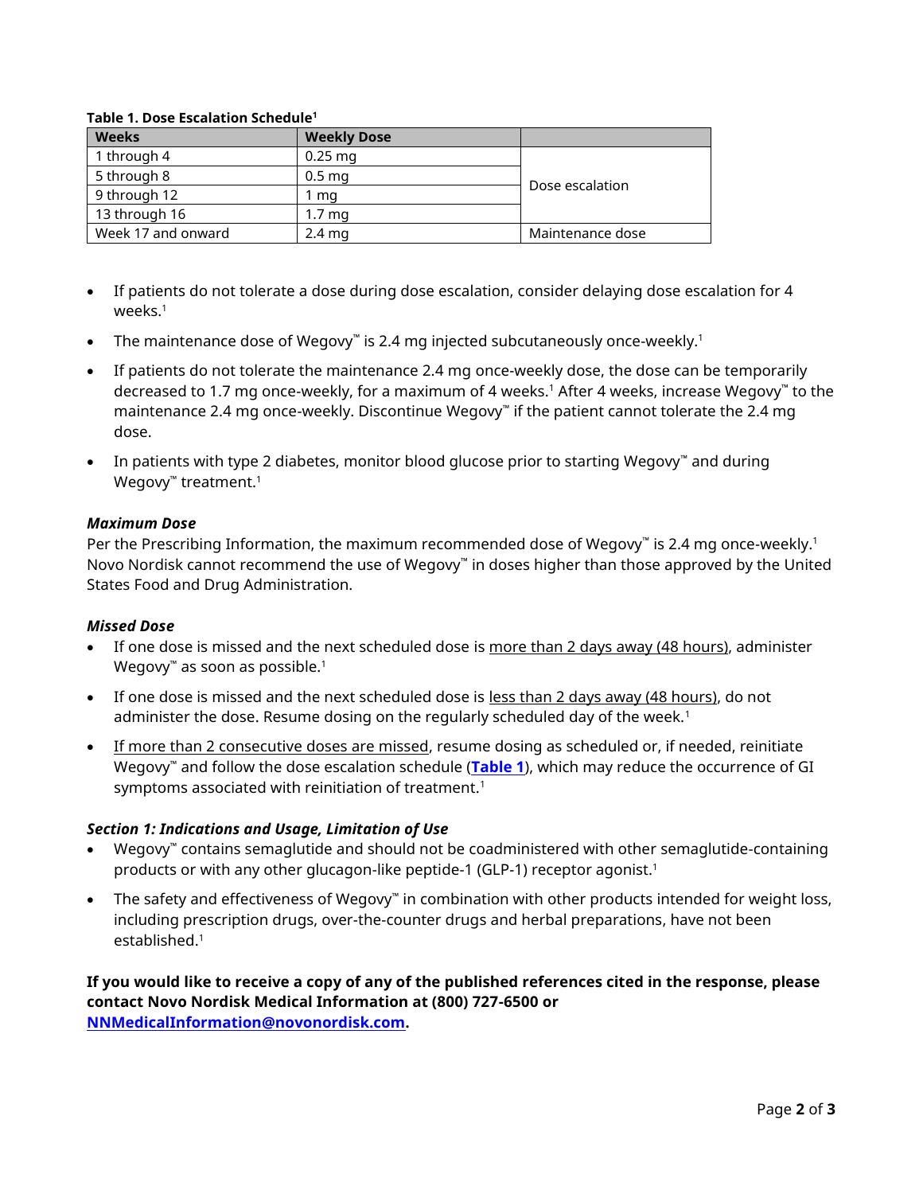**Table 1. Dose Escalation Schedule[1]**

| Weeks | Weekly Dose | |
|---|---|---|
| 1 through 4 | 0.25 mg | Dose escalation |
| 5 through 8 | 0.5 mg | |
| 9 through 12 | 1 mg | |
| 13 through 16 | 1.7 mg | |
| Week 17 and onward | 2.4 mg | Maintenance dose |

- If patients do not tolerate a dose during dose escalation, consider delaying dose escalation for 4 weeks.[1]
- The maintenance dose of Wegovy™ is 2.4 mg injected subcutaneously once-weekly.[1]
- If patients do not tolerate the maintenance 2.4 mg once-weekly dose, the dose can be temporarily decreased to 1.7 mg once-weekly, for a maximum of 4 weeks.[1] After 4 weeks, increase Wegovy™ to the maintenance 2.4 mg once-weekly. Discontinue Wegovy™ if the patient cannot tolerate the 2.4 mg dose.
- In patients with type 2 diabetes, monitor blood glucose prior to starting Wegovy™ and during Wegovy™ treatment.[1]

***Maximum Dose***

Per the Prescribing Information, the maximum recommended dose of Wegovy™ is 2.4 mg once-weekly.[1] Novo Nordisk cannot recommend the use of Wegovy™ in doses higher than those approved by the United States Food and Drug Administration.

***Missed Dose***

- If one dose is missed and the next scheduled dose is more than 2 days away (48 hours), administer Wegovy™ as soon as possible.[1]
- If one dose is missed and the next scheduled dose is less than 2 days away (48 hours), do not administer the dose. Resume dosing on the regularly scheduled day of the week.[1]
- If more than 2 consecutive doses are missed, resume dosing as scheduled or, if needed, reinitiate Wegovy™ and follow the dose escalation schedule (**Table 1**), which may reduce the occurrence of GI symptoms associated with reinitiation of treatment.[1]

***Section 1: Indications and Usage, Limitation of Use***

- Wegovy™ contains semaglutide and should not be coadministered with other semaglutide-containing products or with any other glucagon-like peptide-1 (GLP-1) receptor agonist.[1]
- The safety and effectiveness of Wegovy™ in combination with other products intended for weight loss, including prescription drugs, over-the-counter drugs and herbal preparations, have not been established.[1]

**If you would like to receive a copy of any of the published references cited in the response, please contact Novo Nordisk Medical Information at (800) 727-6500 or NNMedicalInformation@novonordisk.com.**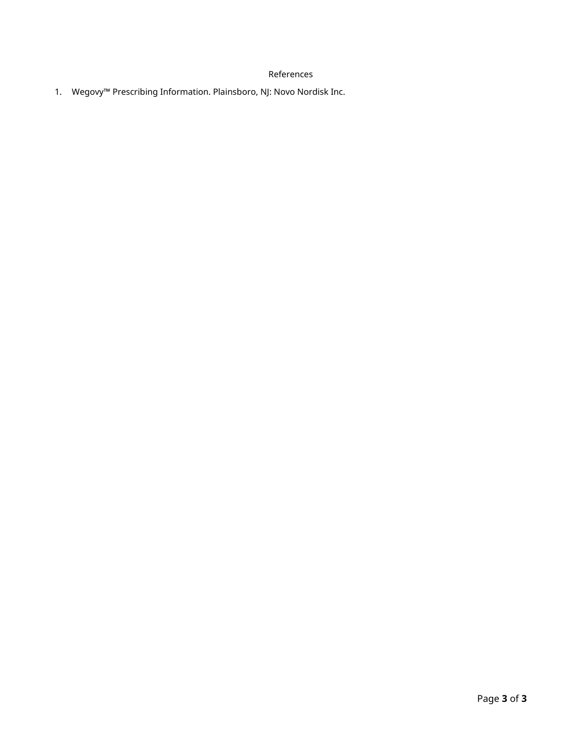## References

1. Wegovy™ Prescribing Information. Plainsboro, NJ: Novo Nordisk Inc.